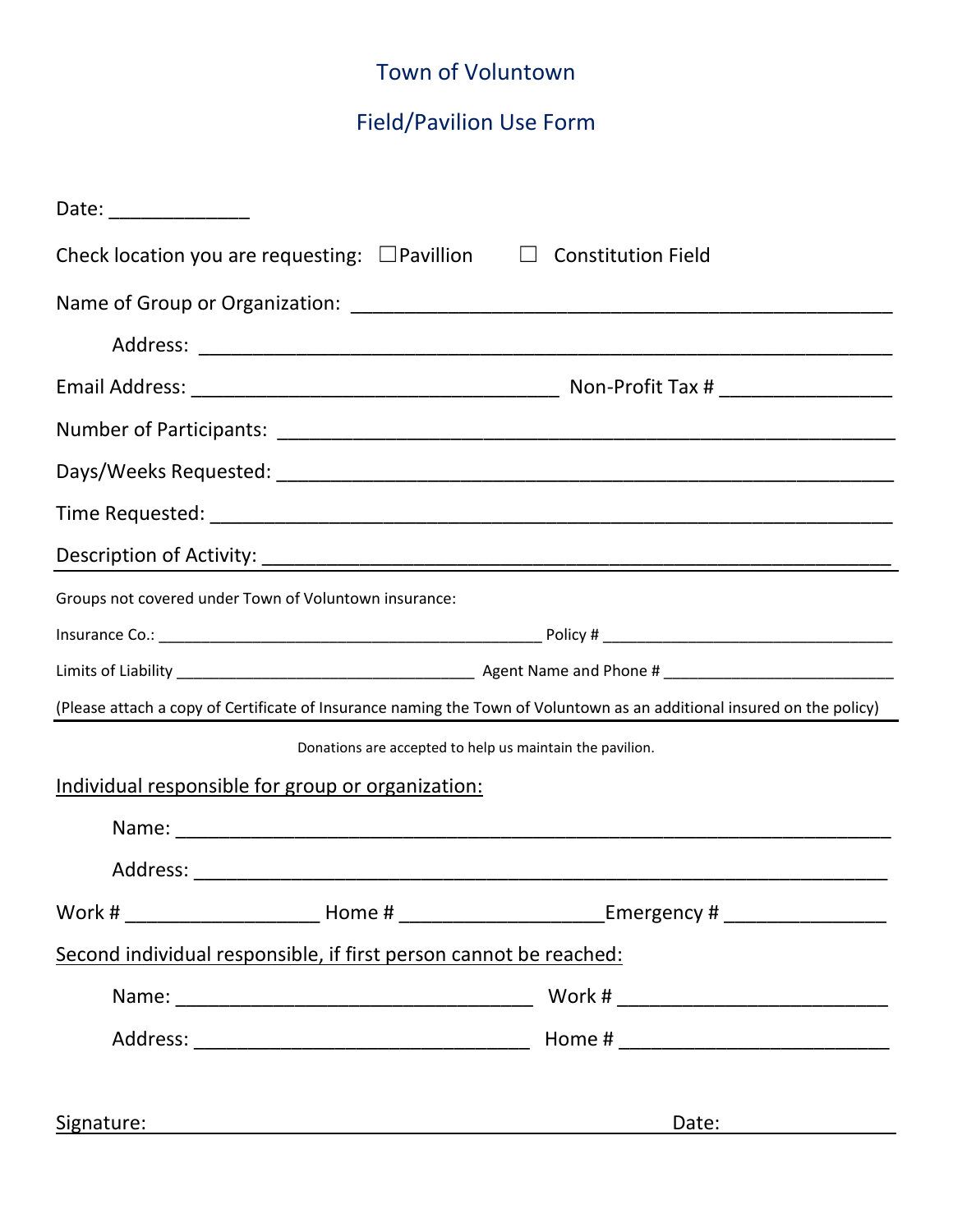# Town of Voluntown

## Field/Pavilion Use Form

Date: _____________

Check location you are requesting: ☐ Pavillion ☐ Constitution Field

Name of Group or Organization: ____________________________________________________

Address: ____________________________________________________________

Email Address: __________________________________ Non-Profit Tax # ________________

Number of Participants: __________________________________________________________

Days/Weeks Requested: ___________________________________________________________

Time Requested: ________________________________________________________________

Description of Activity: ___________________________________________________________

Groups not covered under Town of Voluntown insurance:

Insurance Co.: ____________________________________________ Policy # ___________________________________

Limits of Liability __________________________________ Agent Name and Phone # ___________________________

(Please attach a copy of Certificate of Insurance naming the Town of Voluntown as an additional insured on the policy)

Donations are accepted to help us maintain the pavilion.

Individual responsible for group or organization:

Name: ______________________________________________________________________

Address: ____________________________________________________________________

Work # __________________ Home # __________________ Emergency # _______________

Second individual responsible, if first person cannot be reached:

Name: _________________________________ Work # _________________________

Address: _______________________________ Home # _________________________

Signature: ____________________________________________ Date: ________________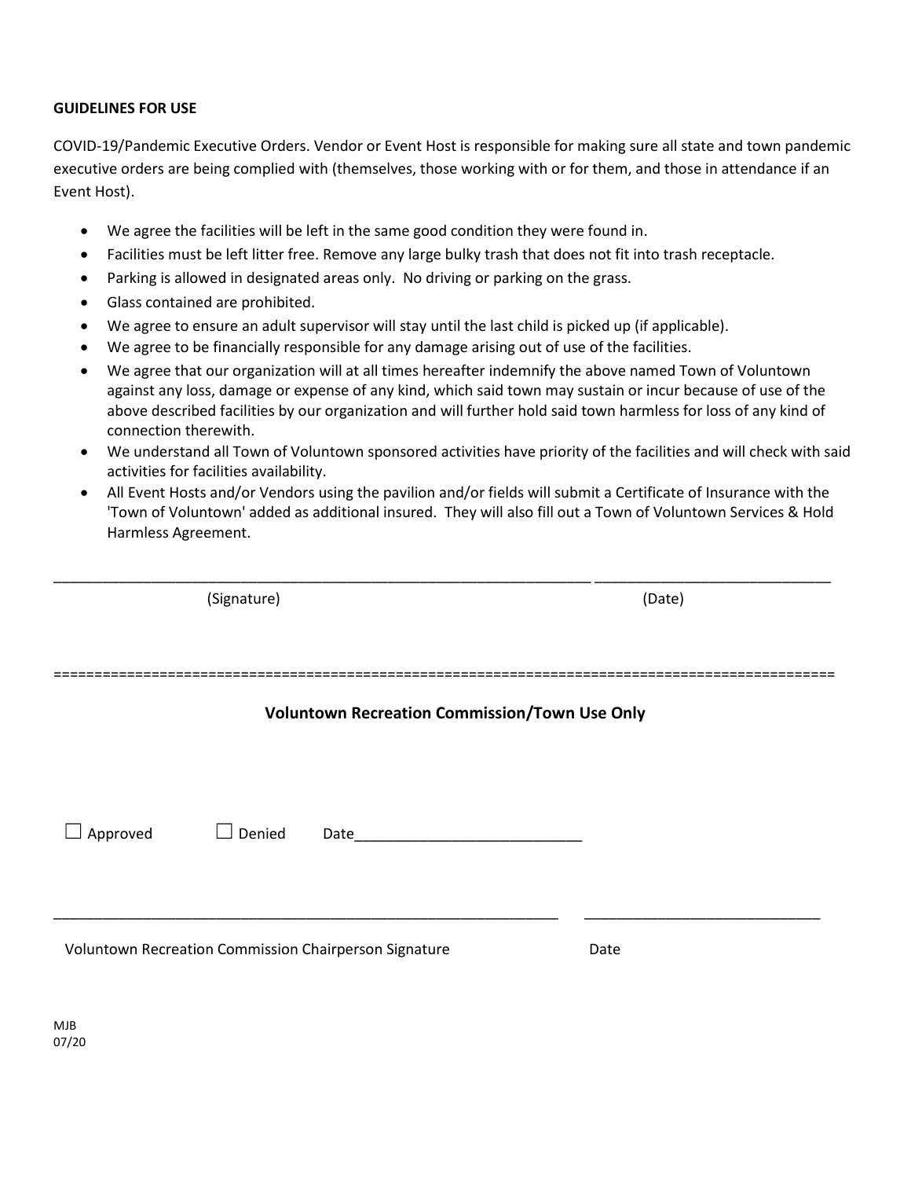**GUIDELINES FOR USE**

COVID-19/Pandemic Executive Orders. Vendor or Event Host is responsible for making sure all state and town pandemic executive orders are being complied with (themselves, those working with or for them, and those in attendance if an Event Host).

- We agree the facilities will be left in the same good condition they were found in.
- Facilities must be left litter free. Remove any large bulky trash that does not fit into trash receptacle.
- Parking is allowed in designated areas only. No driving or parking on the grass.
- Glass contained are prohibited.
- We agree to ensure an adult supervisor will stay until the last child is picked up (if applicable).
- We agree to be financially responsible for any damage arising out of use of the facilities.
- We agree that our organization will at all times hereafter indemnify the above named Town of Voluntown against any loss, damage or expense of any kind, which said town may sustain or incur because of use of the above described facilities by our organization and will further hold said town harmless for loss of any kind of connection therewith.
- We understand all Town of Voluntown sponsored activities have priority of the facilities and will check with said activities for facilities availability.
- All Event Hosts and/or Vendors using the pavilion and/or fields will submit a Certificate of Insurance with the 'Town of Voluntown' added as additional insured. They will also fill out a Town of Voluntown Services & Hold Harmless Agreement.

\_\_\_\_\_\_\_\_\_\_\_\_\_\_\_\_\_\_\_\_\_\_\_\_\_\_\_\_\_\_\_\_\_\_\_\_\_\_\_\_\_\_\_\_\_\_\_\_ \_\_\_\_\_\_\_\_\_\_\_\_\_\_\_\_\_\_\_\_\_\_\_\_

(Signature) (Date)

================================================================================================

## Voluntown Recreation Commission/Town Use Only

☐ Approved ☐ Denied Date\_\_\_\_\_\_\_\_\_\_\_\_\_\_\_\_\_\_\_\_\_\_\_\_\_\_\_

\_\_\_\_\_\_\_\_\_\_\_\_\_\_\_\_\_\_\_\_\_\_\_\_\_\_\_\_\_\_\_\_\_\_\_\_\_\_\_\_\_\_\_\_\_\_\_\_ \_\_\_\_\_\_\_\_\_\_\_\_\_\_\_\_\_\_\_\_\_\_\_\_

Voluntown Recreation Commission Chairperson Signature Date

MJB
07/20